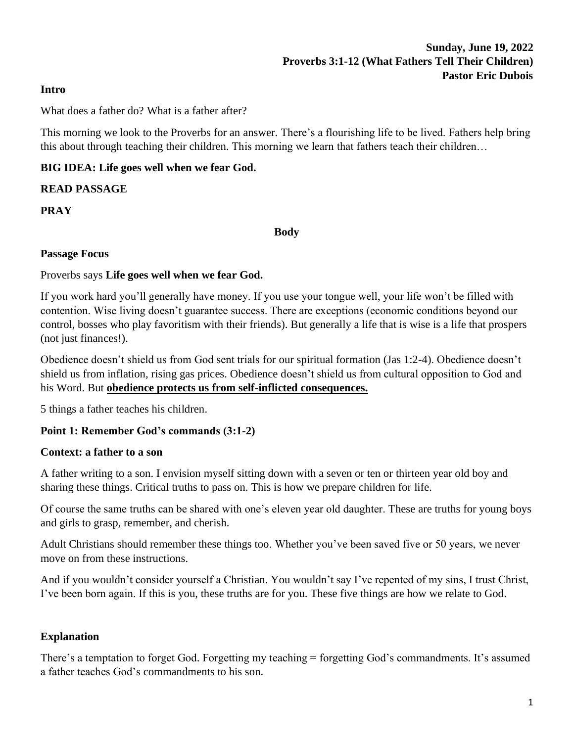**Sunday, June 19, 2022**
**Proverbs 3:1-12 (What Fathers Tell Their Children)**
**Pastor Eric Dubois**

**Intro**

What does a father do? What is a father after?

This morning we look to the Proverbs for an answer. There's a flourishing life to be lived. Fathers help bring this about through teaching their children. This morning we learn that fathers teach their children…

**BIG IDEA: Life goes well when we fear God.**

**READ PASSAGE**

**PRAY**

**Body**

**Passage Focus**

Proverbs says **Life goes well when we fear God.**

If you work hard you'll generally have money. If you use your tongue well, your life won't be filled with contention. Wise living doesn't guarantee success. There are exceptions (economic conditions beyond our control, bosses who play favoritism with their friends). But generally a life that is wise is a life that prospers (not just finances!).

Obedience doesn't shield us from God sent trials for our spiritual formation (Jas 1:2-4). Obedience doesn't shield us from inflation, rising gas prices. Obedience doesn't shield us from cultural opposition to God and his Word. But **obedience protects us from self-inflicted consequences.**

5 things a father teaches his children.

**Point 1: Remember God's commands (3:1-2)**

**Context: a father to a son**

A father writing to a son. I envision myself sitting down with a seven or ten or thirteen year old boy and sharing these things. Critical truths to pass on. This is how we prepare children for life.

Of course the same truths can be shared with one's eleven year old daughter. These are truths for young boys and girls to grasp, remember, and cherish.

Adult Christians should remember these things too. Whether you've been saved five or 50 years, we never move on from these instructions.

And if you wouldn't consider yourself a Christian. You wouldn't say I've repented of my sins, I trust Christ, I've been born again. If this is you, these truths are for you. These five things are how we relate to God.

**Explanation**

There's a temptation to forget God. Forgetting my teaching = forgetting God's commandments. It's assumed a father teaches God's commandments to his son.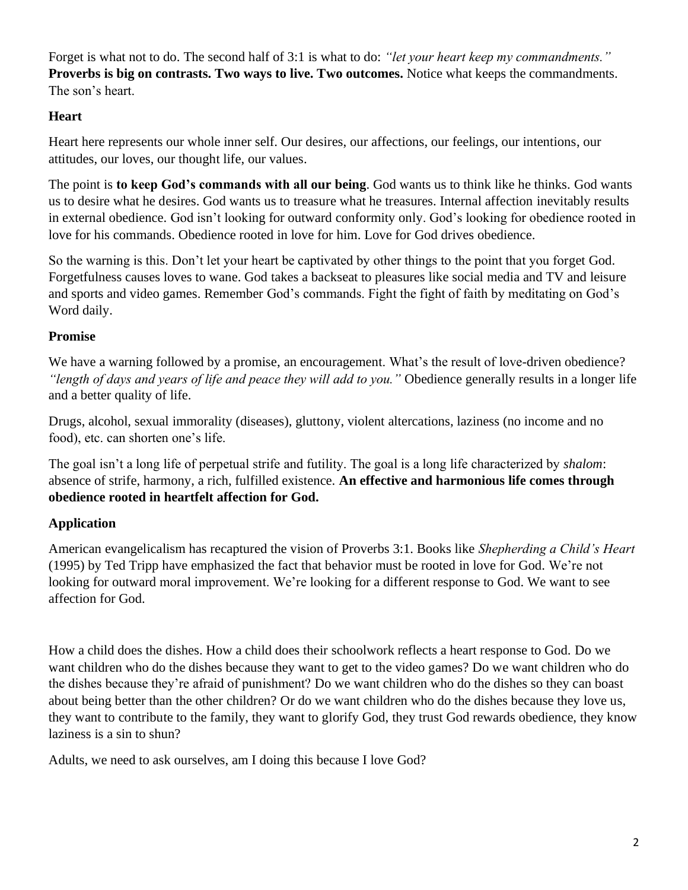Forget is what not to do. The second half of 3:1 is what to do: *"let your heart keep my commandments."* **Proverbs is big on contrasts. Two ways to live. Two outcomes.** Notice what keeps the commandments. The son's heart.

### Heart

Heart here represents our whole inner self. Our desires, our affections, our feelings, our intentions, our attitudes, our loves, our thought life, our values.

The point is **to keep God's commands with all our being**. God wants us to think like he thinks. God wants us to desire what he desires. God wants us to treasure what he treasures. Internal affection inevitably results in external obedience. God isn't looking for outward conformity only. God's looking for obedience rooted in love for his commands. Obedience rooted in love for him. Love for God drives obedience.

So the warning is this. Don't let your heart be captivated by other things to the point that you forget God. Forgetfulness causes loves to wane. God takes a backseat to pleasures like social media and TV and leisure and sports and video games. Remember God's commands. Fight the fight of faith by meditating on God's Word daily.

### Promise

We have a warning followed by a promise, an encouragement. What's the result of love-driven obedience? *"length of days and years of life and peace they will add to you."* Obedience generally results in a longer life and a better quality of life.

Drugs, alcohol, sexual immorality (diseases), gluttony, violent altercations, laziness (no income and no food), etc. can shorten one's life.

The goal isn't a long life of perpetual strife and futility. The goal is a long life characterized by *shalom*: absence of strife, harmony, a rich, fulfilled existence. **An effective and harmonious life comes through obedience rooted in heartfelt affection for God.**

### Application

American evangelicalism has recaptured the vision of Proverbs 3:1. Books like *Shepherding a Child's Heart* (1995) by Ted Tripp have emphasized the fact that behavior must be rooted in love for God. We're not looking for outward moral improvement. We're looking for a different response to God. We want to see affection for God.

How a child does the dishes. How a child does their schoolwork reflects a heart response to God. Do we want children who do the dishes because they want to get to the video games? Do we want children who do the dishes because they're afraid of punishment? Do we want children who do the dishes so they can boast about being better than the other children? Or do we want children who do the dishes because they love us, they want to contribute to the family, they want to glorify God, they trust God rewards obedience, they know laziness is a sin to shun?

Adults, we need to ask ourselves, am I doing this because I love God?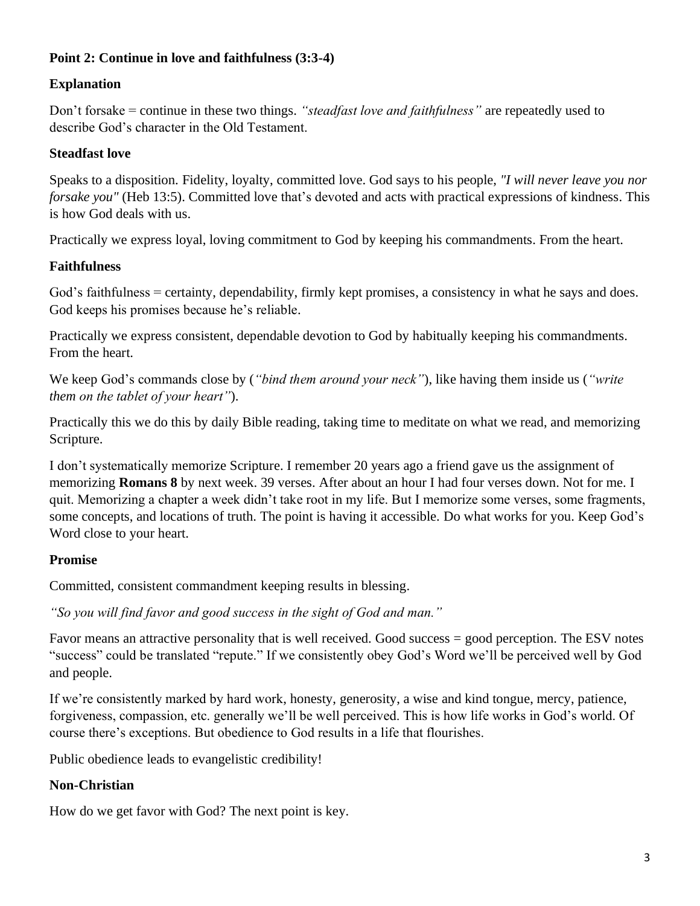## Point 2: Continue in love and faithfulness (3:3-4)

### Explanation

Don't forsake = continue in these two things. *"steadfast love and faithfulness"* are repeatedly used to describe God's character in the Old Testament.

### Steadfast love

Speaks to a disposition. Fidelity, loyalty, committed love. God says to his people, *"I will never leave you nor forsake you"* (Heb 13:5). Committed love that's devoted and acts with practical expressions of kindness. This is how God deals with us.

Practically we express loyal, loving commitment to God by keeping his commandments. From the heart.

### Faithfulness

God's faithfulness = certainty, dependability, firmly kept promises, a consistency in what he says and does. God keeps his promises because he's reliable.

Practically we express consistent, dependable devotion to God by habitually keeping his commandments. From the heart.

We keep God's commands close by (*"bind them around your neck"*), like having them inside us (*"write them on the tablet of your heart"*).

Practically this we do this by daily Bible reading, taking time to meditate on what we read, and memorizing Scripture.

I don't systematically memorize Scripture. I remember 20 years ago a friend gave us the assignment of memorizing **Romans 8** by next week. 39 verses. After about an hour I had four verses down. Not for me. I quit. Memorizing a chapter a week didn't take root in my life. But I memorize some verses, some fragments, some concepts, and locations of truth. The point is having it accessible. Do what works for you. Keep God's Word close to your heart.

### Promise

Committed, consistent commandment keeping results in blessing.

*"So you will find favor and good success in the sight of God and man."*

Favor means an attractive personality that is well received. Good success = good perception. The ESV notes "success" could be translated "repute." If we consistently obey God's Word we'll be perceived well by God and people.

If we're consistently marked by hard work, honesty, generosity, a wise and kind tongue, mercy, patience, forgiveness, compassion, etc. generally we'll be well perceived. This is how life works in God's world. Of course there's exceptions. But obedience to God results in a life that flourishes.

Public obedience leads to evangelistic credibility!

### Non-Christian

How do we get favor with God? The next point is key.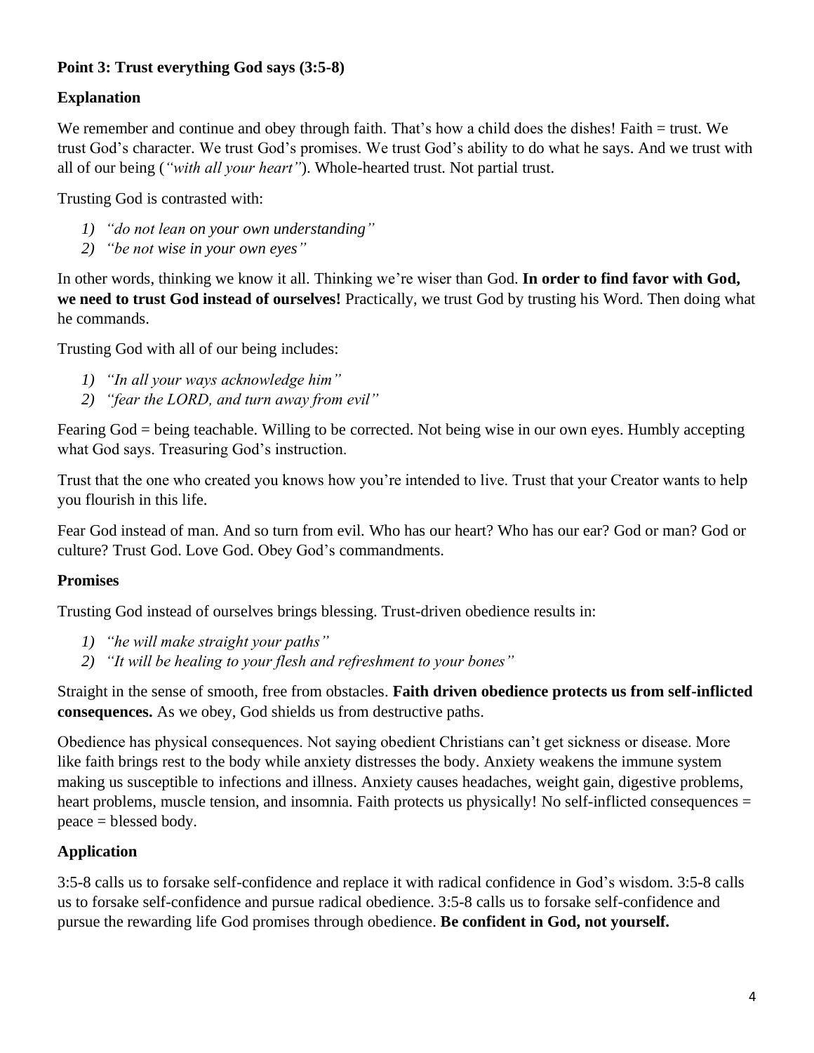**Point 3: Trust everything God says (3:5-8)**

**Explanation**

We remember and continue and obey through faith. That's how a child does the dishes! Faith = trust. We trust God's character. We trust God's promises. We trust God's ability to do what he says. And we trust with all of our being (*"with all your heart"*). Whole-hearted trust. Not partial trust.

Trusting God is contrasted with:

1) *"do not lean on your own understanding"*
2) *"be not wise in your own eyes"*

In other words, thinking we know it all. Thinking we're wiser than God. **In order to find favor with God, we need to trust God instead of ourselves!** Practically, we trust God by trusting his Word. Then doing what he commands.

Trusting God with all of our being includes:

1) *"In all your ways acknowledge him"*
2) *"fear the LORD, and turn away from evil"*

Fearing God = being teachable. Willing to be corrected. Not being wise in our own eyes. Humbly accepting what God says. Treasuring God's instruction.

Trust that the one who created you knows how you're intended to live. Trust that your Creator wants to help you flourish in this life.

Fear God instead of man. And so turn from evil. Who has our heart? Who has our ear? God or man? God or culture? Trust God. Love God. Obey God's commandments.

**Promises**

Trusting God instead of ourselves brings blessing. Trust-driven obedience results in:

1) *"he will make straight your paths"*
2) *"It will be healing to your flesh and refreshment to your bones"*

Straight in the sense of smooth, free from obstacles. **Faith driven obedience protects us from self-inflicted consequences.** As we obey, God shields us from destructive paths.

Obedience has physical consequences. Not saying obedient Christians can't get sickness or disease. More like faith brings rest to the body while anxiety distresses the body. Anxiety weakens the immune system making us susceptible to infections and illness. Anxiety causes headaches, weight gain, digestive problems, heart problems, muscle tension, and insomnia. Faith protects us physically! No self-inflicted consequences = peace = blessed body.

**Application**

3:5-8 calls us to forsake self-confidence and replace it with radical confidence in God's wisdom. 3:5-8 calls us to forsake self-confidence and pursue radical obedience. 3:5-8 calls us to forsake self-confidence and pursue the rewarding life God promises through obedience. **Be confident in God, not yourself.**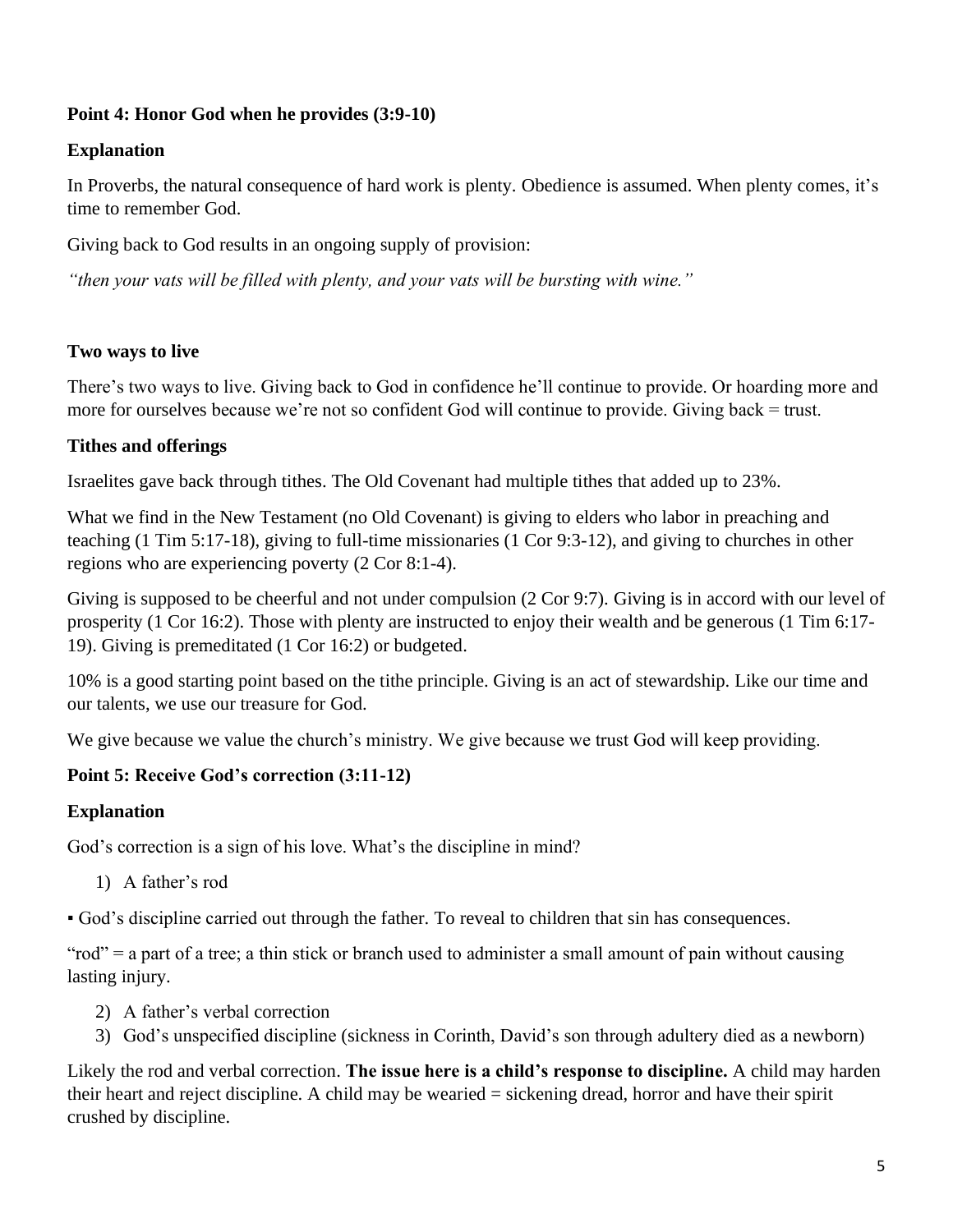**Point 4: Honor God when he provides (3:9-10)**

**Explanation**

In Proverbs, the natural consequence of hard work is plenty. Obedience is assumed. When plenty comes, it's time to remember God.

Giving back to God results in an ongoing supply of provision:

*"then your vats will be filled with plenty, and your vats will be bursting with wine."*

**Two ways to live**

There's two ways to live. Giving back to God in confidence he'll continue to provide. Or hoarding more and more for ourselves because we're not so confident God will continue to provide. Giving back = trust.

**Tithes and offerings**

Israelites gave back through tithes. The Old Covenant had multiple tithes that added up to 23%.

What we find in the New Testament (no Old Covenant) is giving to elders who labor in preaching and teaching (1 Tim 5:17-18), giving to full-time missionaries (1 Cor 9:3-12), and giving to churches in other regions who are experiencing poverty (2 Cor 8:1-4).

Giving is supposed to be cheerful and not under compulsion (2 Cor 9:7). Giving is in accord with our level of prosperity (1 Cor 16:2). Those with plenty are instructed to enjoy their wealth and be generous (1 Tim 6:17-19). Giving is premeditated (1 Cor 16:2) or budgeted.

10% is a good starting point based on the tithe principle. Giving is an act of stewardship. Like our time and our talents, we use our treasure for God.

We give because we value the church's ministry. We give because we trust God will keep providing.

**Point 5: Receive God's correction (3:11-12)**

**Explanation**

God's correction is a sign of his love. What's the discipline in mind?

1) A father's rod

▪ God's discipline carried out through the father. To reveal to children that sin has consequences.

"rod" = a part of a tree; a thin stick or branch used to administer a small amount of pain without causing lasting injury.

2) A father's verbal correction
3) God's unspecified discipline (sickness in Corinth, David's son through adultery died as a newborn)

Likely the rod and verbal correction. **The issue here is a child's response to discipline.** A child may harden their heart and reject discipline. A child may be wearied = sickening dread, horror and have their spirit crushed by discipline.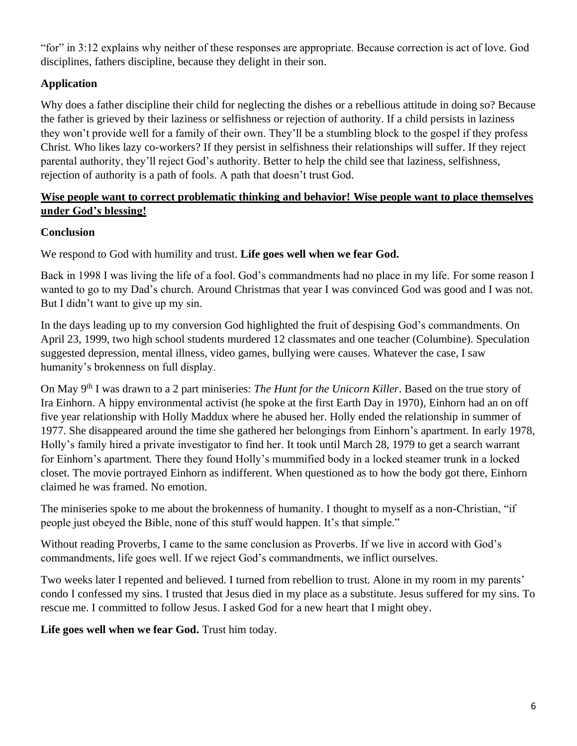"for" in 3:12 explains why neither of these responses are appropriate. Because correction is act of love. God disciplines, fathers discipline, because they delight in their son.

### Application

Why does a father discipline their child for neglecting the dishes or a rebellious attitude in doing so? Because the father is grieved by their laziness or selfishness or rejection of authority. If a child persists in laziness they won't provide well for a family of their own. They'll be a stumbling block to the gospel if they profess Christ. Who likes lazy co-workers? If they persist in selfishness their relationships will suffer. If they reject parental authority, they'll reject God's authority. Better to help the child see that laziness, selfishness, rejection of authority is a path of fools. A path that doesn't trust God.

<u>**Wise people want to correct problematic thinking and behavior! Wise people want to place themselves under God's blessing!**</u>

### Conclusion

We respond to God with humility and trust. **Life goes well when we fear God.**

Back in 1998 I was living the life of a fool. God's commandments had no place in my life. For some reason I wanted to go to my Dad's church. Around Christmas that year I was convinced God was good and I was not. But I didn't want to give up my sin.

In the days leading up to my conversion God highlighted the fruit of despising God's commandments. On April 23, 1999, two high school students murdered 12 classmates and one teacher (Columbine). Speculation suggested depression, mental illness, video games, bullying were causes. Whatever the case, I saw humanity's brokenness on full display.

On May 9th I was drawn to a 2 part miniseries: *The Hunt for the Unicorn Killer*. Based on the true story of Ira Einhorn. A hippy environmental activist (he spoke at the first Earth Day in 1970), Einhorn had an on off five year relationship with Holly Maddux where he abused her. Holly ended the relationship in summer of 1977. She disappeared around the time she gathered her belongings from Einhorn's apartment. In early 1978, Holly's family hired a private investigator to find her. It took until March 28, 1979 to get a search warrant for Einhorn's apartment. There they found Holly's mummified body in a locked steamer trunk in a locked closet. The movie portrayed Einhorn as indifferent. When questioned as to how the body got there, Einhorn claimed he was framed. No emotion.

The miniseries spoke to me about the brokenness of humanity. I thought to myself as a non-Christian, "if people just obeyed the Bible, none of this stuff would happen. It's that simple."

Without reading Proverbs, I came to the same conclusion as Proverbs. If we live in accord with God's commandments, life goes well. If we reject God's commandments, we inflict ourselves.

Two weeks later I repented and believed. I turned from rebellion to trust. Alone in my room in my parents' condo I confessed my sins. I trusted that Jesus died in my place as a substitute. Jesus suffered for my sins. To rescue me. I committed to follow Jesus. I asked God for a new heart that I might obey.

**Life goes well when we fear God.** Trust him today.